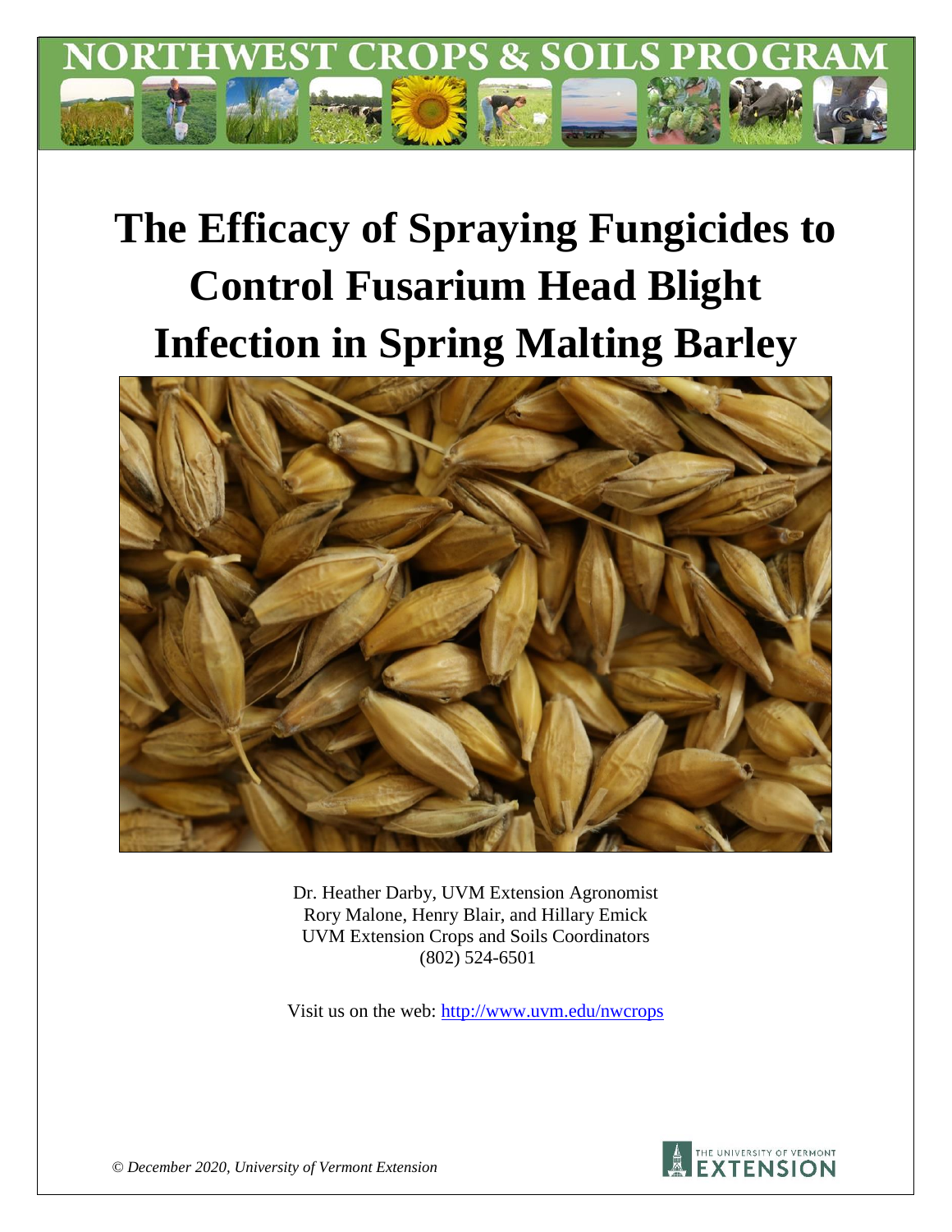NORTHWEST CROPS & SOILS PROGRAM

# The Efficacy of Spraying Fungicides to Control Fusarium Head Blight Infection in Spring Malting Barley

Dr. Heather Darby, UVM Extension Agronomist
Rory Malone, Henry Blair, and Hillary Emick
UVM Extension Crops and Soils Coordinators
(802) 524-6501

Visit us on the web: http://www.uvm.edu/nwcrops

*© December 2020, University of Vermont Extension*

THE UNIVERSITY OF VERMONT EXTENSION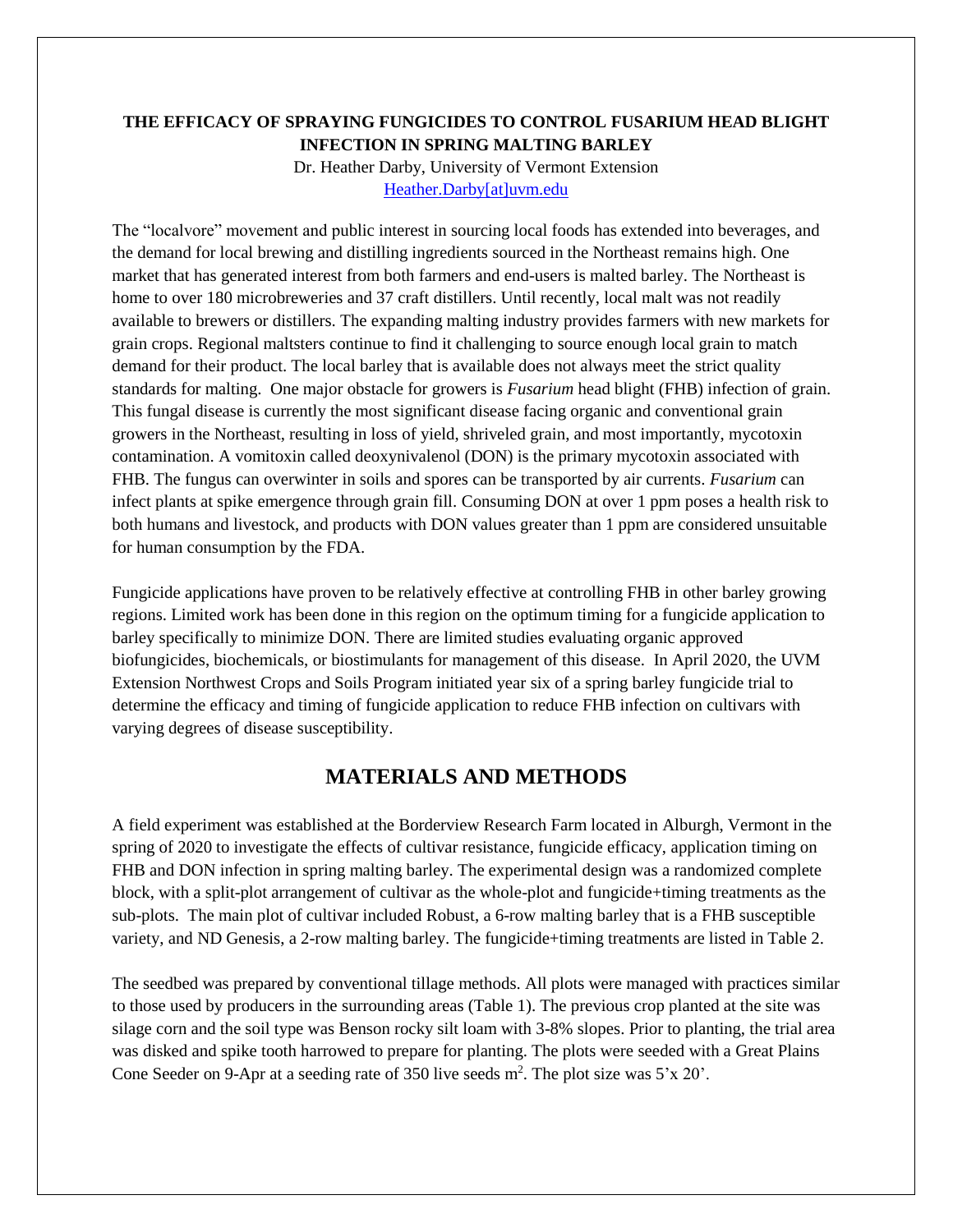**THE EFFICACY OF SPRAYING FUNGICIDES TO CONTROL FUSARIUM HEAD BLIGHT INFECTION IN SPRING MALTING BARLEY**

Dr. Heather Darby, University of Vermont Extension
Heather.Darby[at]uvm.edu

The "localvore" movement and public interest in sourcing local foods has extended into beverages, and the demand for local brewing and distilling ingredients sourced in the Northeast remains high. One market that has generated interest from both farmers and end-users is malted barley. The Northeast is home to over 180 microbreweries and 37 craft distillers. Until recently, local malt was not readily available to brewers or distillers. The expanding malting industry provides farmers with new markets for grain crops. Regional maltsters continue to find it challenging to source enough local grain to match demand for their product. The local barley that is available does not always meet the strict quality standards for malting. One major obstacle for growers is *Fusarium* head blight (FHB) infection of grain. This fungal disease is currently the most significant disease facing organic and conventional grain growers in the Northeast, resulting in loss of yield, shriveled grain, and most importantly, mycotoxin contamination. A vomitoxin called deoxynivalenol (DON) is the primary mycotoxin associated with FHB. The fungus can overwinter in soils and spores can be transported by air currents. *Fusarium* can infect plants at spike emergence through grain fill. Consuming DON at over 1 ppm poses a health risk to both humans and livestock, and products with DON values greater than 1 ppm are considered unsuitable for human consumption by the FDA.

Fungicide applications have proven to be relatively effective at controlling FHB in other barley growing regions. Limited work has been done in this region on the optimum timing for a fungicide application to barley specifically to minimize DON. There are limited studies evaluating organic approved biofungicides, biochemicals, or biostimulants for management of this disease. In April 2020, the UVM Extension Northwest Crops and Soils Program initiated year six of a spring barley fungicide trial to determine the efficacy and timing of fungicide application to reduce FHB infection on cultivars with varying degrees of disease susceptibility.

## MATERIALS AND METHODS

A field experiment was established at the Borderview Research Farm located in Alburgh, Vermont in the spring of 2020 to investigate the effects of cultivar resistance, fungicide efficacy, application timing on FHB and DON infection in spring malting barley. The experimental design was a randomized complete block, with a split-plot arrangement of cultivar as the whole-plot and fungicide+timing treatments as the sub-plots. The main plot of cultivar included Robust, a 6-row malting barley that is a FHB susceptible variety, and ND Genesis, a 2-row malting barley. The fungicide+timing treatments are listed in Table 2.

The seedbed was prepared by conventional tillage methods. All plots were managed with practices similar to those used by producers in the surrounding areas (Table 1). The previous crop planted at the site was silage corn and the soil type was Benson rocky silt loam with 3-8% slopes. Prior to planting, the trial area was disked and spike tooth harrowed to prepare for planting. The plots were seeded with a Great Plains Cone Seeder on 9-Apr at a seeding rate of 350 live seeds $m^2$. The plot size was 5'x 20'.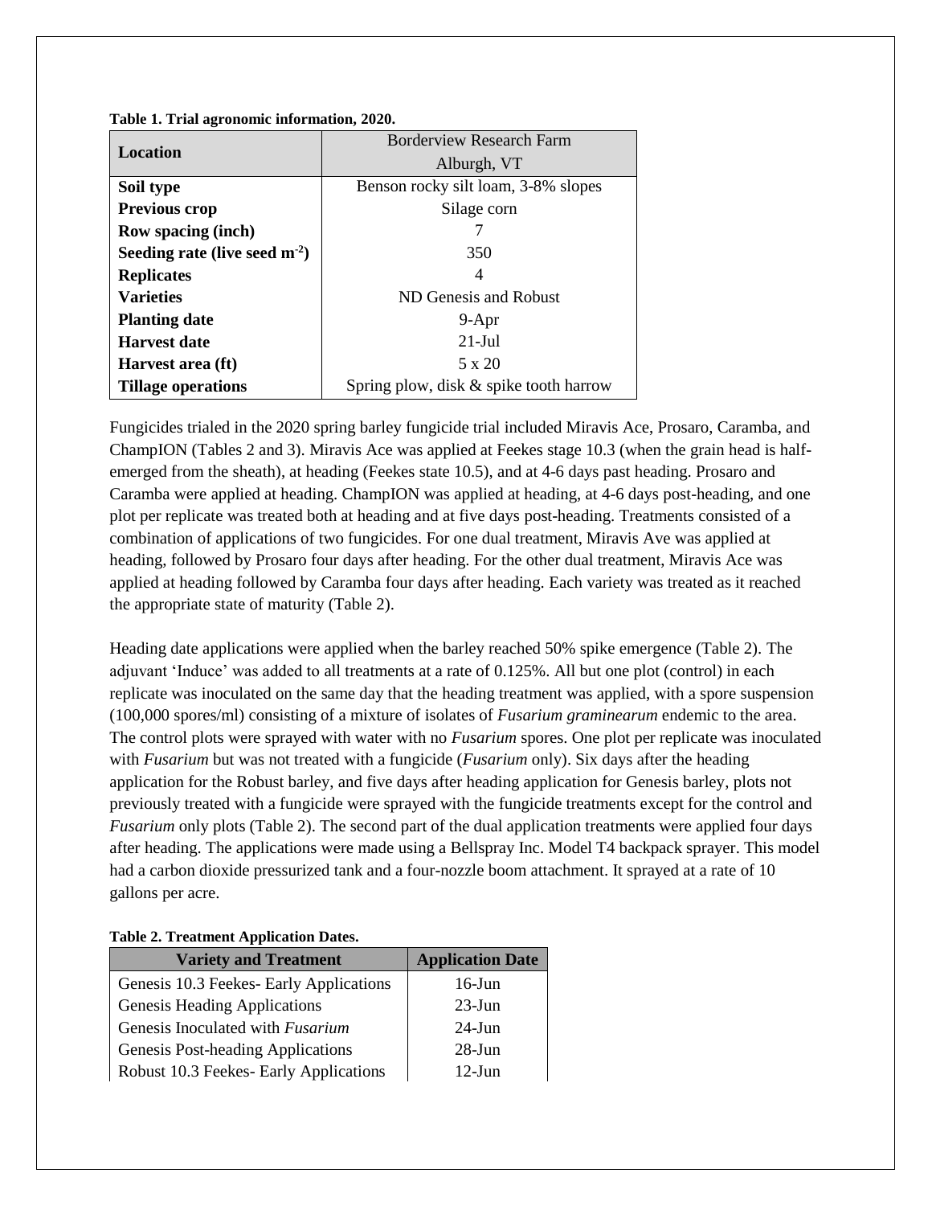**Table 1. Trial agronomic information, 2020.**

| Location | Borderview Research Farm Alburgh, VT |
|---|---|
| **Soil type** | Benson rocky silt loam, 3-8% slopes |
| **Previous crop** | Silage corn |
| **Row spacing (inch)** | 7 |
| **Seeding rate (live seed $m^{-2}$)** | 350 |
| **Replicates** | 4 |
| **Varieties** | ND Genesis and Robust |
| **Planting date** | 9-Apr |
| **Harvest date** | 21-Jul |
| **Harvest area (ft)** | 5 x 20 |
| **Tillage operations** | Spring plow, disk & spike tooth harrow |

Fungicides trialed in the 2020 spring barley fungicide trial included Miravis Ace, Prosaro, Caramba, and ChampION (Tables 2 and 3). Miravis Ace was applied at Feekes stage 10.3 (when the grain head is half-emerged from the sheath), at heading (Feekes state 10.5), and at 4-6 days past heading. Prosaro and Caramba were applied at heading. ChampION was applied at heading, at 4-6 days post-heading, and one plot per replicate was treated both at heading and at five days post-heading. Treatments consisted of a combination of applications of two fungicides. For one dual treatment, Miravis Ave was applied at heading, followed by Prosaro four days after heading. For the other dual treatment, Miravis Ace was applied at heading followed by Caramba four days after heading. Each variety was treated as it reached the appropriate state of maturity (Table 2).

Heading date applications were applied when the barley reached 50% spike emergence (Table 2). The adjuvant 'Induce' was added to all treatments at a rate of 0.125%. All but one plot (control) in each replicate was inoculated on the same day that the heading treatment was applied, with a spore suspension (100,000 spores/ml) consisting of a mixture of isolates of *Fusarium graminearum* endemic to the area. The control plots were sprayed with water with no *Fusarium* spores. One plot per replicate was inoculated with *Fusarium* but was not treated with a fungicide (*Fusarium* only). Six days after the heading application for the Robust barley, and five days after heading application for Genesis barley, plots not previously treated with a fungicide were sprayed with the fungicide treatments except for the control and *Fusarium* only plots (Table 2). The second part of the dual application treatments were applied four days after heading. The applications were made using a Bellspray Inc. Model T4 backpack sprayer. This model had a carbon dioxide pressurized tank and a four-nozzle boom attachment. It sprayed at a rate of 10 gallons per acre.

**Table 2. Treatment Application Dates.**

| Variety and Treatment | Application Date |
|---|---|
| Genesis 10.3 Feekes- Early Applications | 16-Jun |
| Genesis Heading Applications | 23-Jun |
| Genesis Inoculated with *Fusarium* | 24-Jun |
| Genesis Post-heading Applications | 28-Jun |
| Robust 10.3 Feekes- Early Applications | 12-Jun |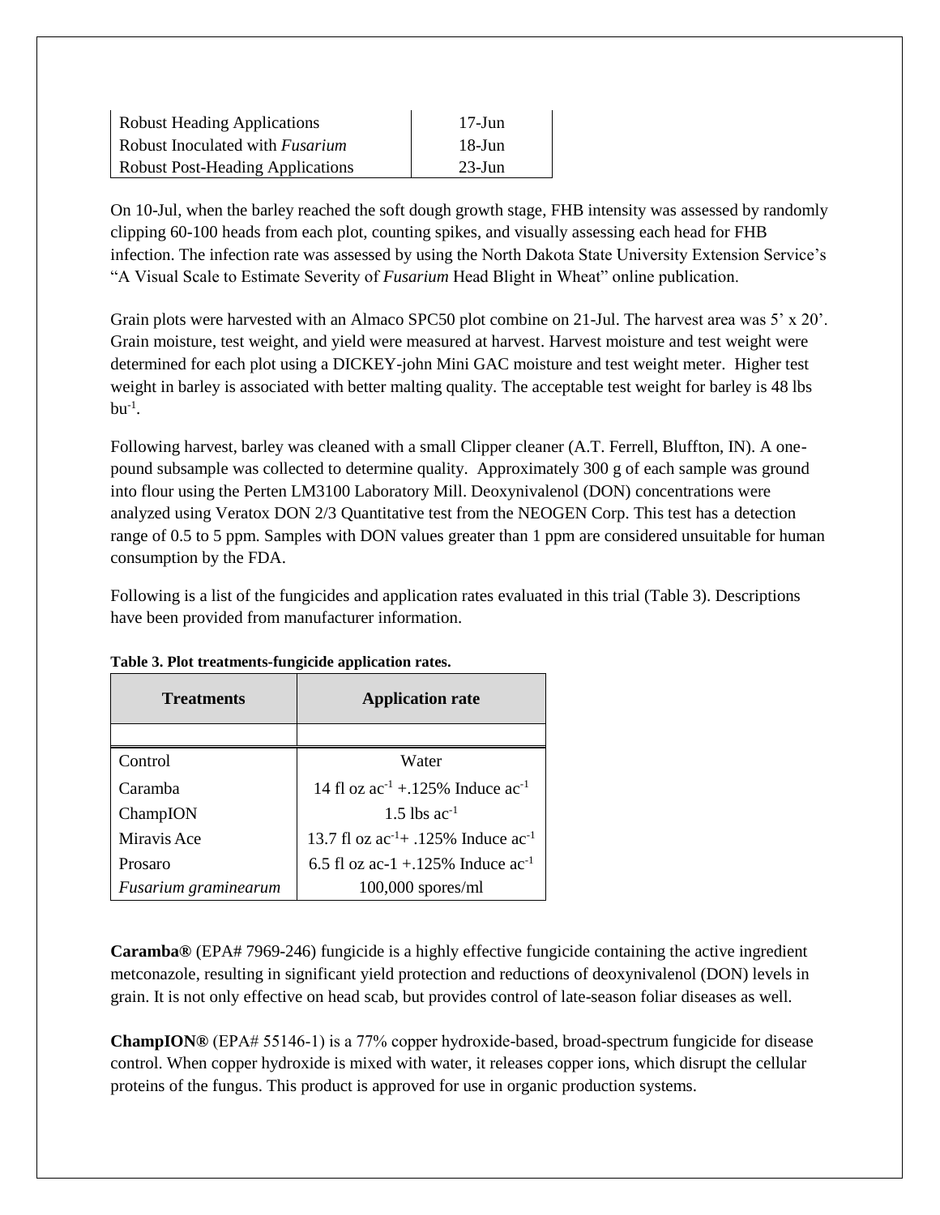| | |
|---|---|
| Robust Heading Applications | 17-Jun |
| Robust Inoculated with *Fusarium* | 18-Jun |
| Robust Post-Heading Applications | 23-Jun |

On 10-Jul, when the barley reached the soft dough growth stage, FHB intensity was assessed by randomly clipping 60-100 heads from each plot, counting spikes, and visually assessing each head for FHB infection. The infection rate was assessed by using the North Dakota State University Extension Service's "A Visual Scale to Estimate Severity of *Fusarium* Head Blight in Wheat" online publication.

Grain plots were harvested with an Almaco SPC50 plot combine on 21-Jul. The harvest area was 5' x 20'. Grain moisture, test weight, and yield were measured at harvest. Harvest moisture and test weight were determined for each plot using a DICKEY-john Mini GAC moisture and test weight meter. Higher test weight in barley is associated with better malting quality. The acceptable test weight for barley is 48 lbs $bu^{-1}$.

Following harvest, barley was cleaned with a small Clipper cleaner (A.T. Ferrell, Bluffton, IN). A one-pound subsample was collected to determine quality. Approximately 300 g of each sample was ground into flour using the Perten LM3100 Laboratory Mill. Deoxynivalenol (DON) concentrations were analyzed using Veratox DON 2/3 Quantitative test from the NEOGEN Corp. This test has a detection range of 0.5 to 5 ppm. Samples with DON values greater than 1 ppm are considered unsuitable for human consumption by the FDA.

Following is a list of the fungicides and application rates evaluated in this trial (Table 3). Descriptions have been provided from manufacturer information.

**Table 3. Plot treatments-fungicide application rates.**

| Treatments | Application rate |
|---|---|
| Control | Water |
| Caramba | 14 fl oz $ac^{-1}$ +.125% Induce $ac^{-1}$ |
| ChampION | 1.5 lbs $ac^{-1}$ |
| Miravis Ace | 13.7 fl oz $ac^{-1}$+ .125% Induce $ac^{-1}$ |
| Prosaro | 6.5 fl oz ac-1 +.125% Induce $ac^{-1}$ |
| *Fusarium graminearum* | 100,000 spores/ml |

**Caramba®** (EPA# 7969-246) fungicide is a highly effective fungicide containing the active ingredient metconazole, resulting in significant yield protection and reductions of deoxynivalenol (DON) levels in grain. It is not only effective on head scab, but provides control of late-season foliar diseases as well.

**ChampION®** (EPA# 55146-1) is a 77% copper hydroxide-based, broad-spectrum fungicide for disease control. When copper hydroxide is mixed with water, it releases copper ions, which disrupt the cellular proteins of the fungus. This product is approved for use in organic production systems.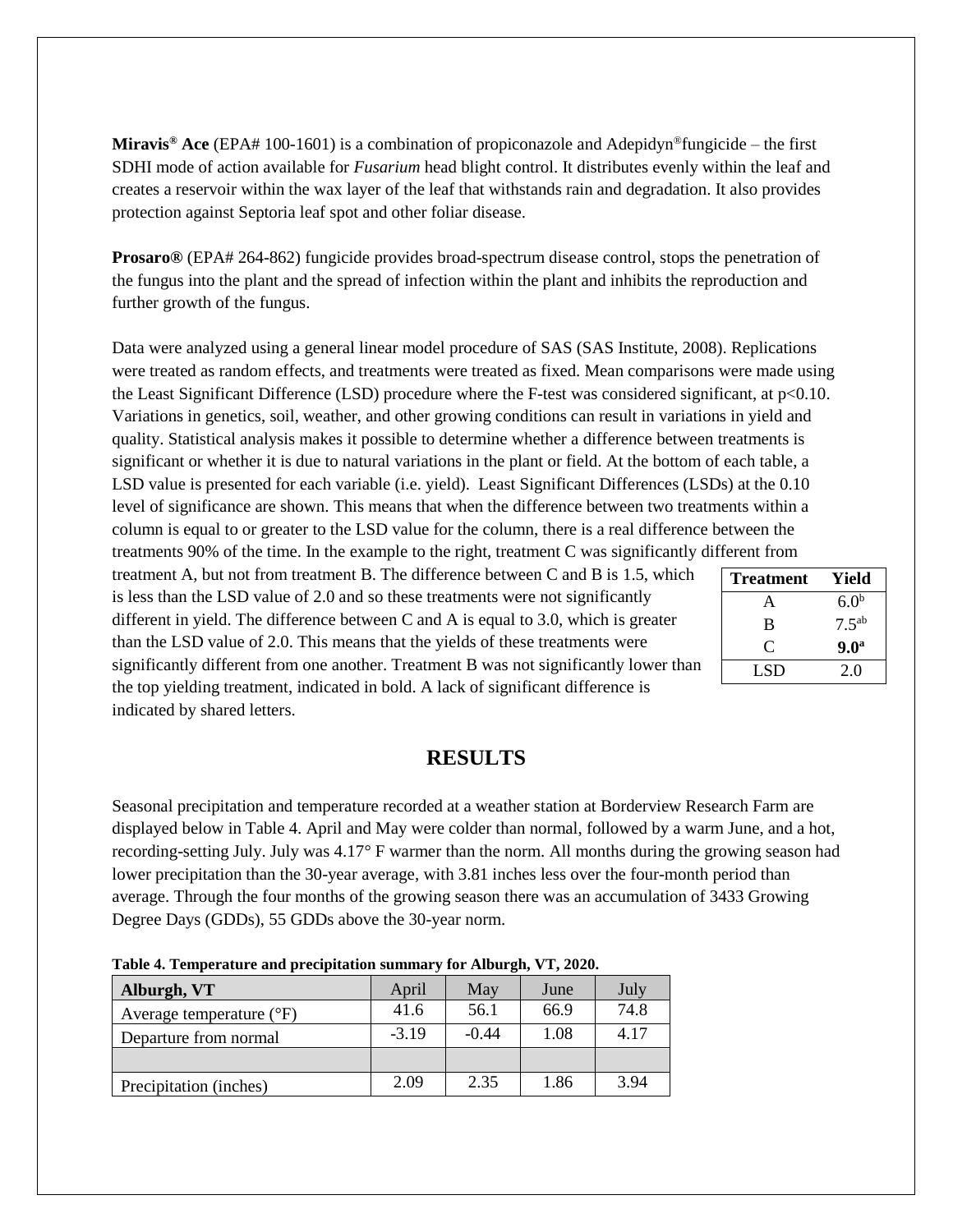**Miravis® Ace** (EPA# 100-1601) is a combination of propiconazole and Adepidyn®fungicide – the first SDHI mode of action available for *Fusarium* head blight control. It distributes evenly within the leaf and creates a reservoir within the wax layer of the leaf that withstands rain and degradation. It also provides protection against Septoria leaf spot and other foliar disease.

**Prosaro®** (EPA# 264-862) fungicide provides broad-spectrum disease control, stops the penetration of the fungus into the plant and the spread of infection within the plant and inhibits the reproduction and further growth of the fungus.

Data were analyzed using a general linear model procedure of SAS (SAS Institute, 2008). Replications were treated as random effects, and treatments were treated as fixed. Mean comparisons were made using the Least Significant Difference (LSD) procedure where the F-test was considered significant, at $p<0.10$. Variations in genetics, soil, weather, and other growing conditions can result in variations in yield and quality. Statistical analysis makes it possible to determine whether a difference between treatments is significant or whether it is due to natural variations in the plant or field. At the bottom of each table, a LSD value is presented for each variable (i.e. yield). Least Significant Differences (LSDs) at the 0.10 level of significance are shown. This means that when the difference between two treatments within a column is equal to or greater to the LSD value for the column, there is a real difference between the treatments 90% of the time. In the example to the right, treatment C was significantly different from treatment A, but not from treatment B. The difference between C and B is 1.5, which is less than the LSD value of 2.0 and so these treatments were not significantly different in yield. The difference between C and A is equal to 3.0, which is greater than the LSD value of 2.0. This means that the yields of these treatments were significantly different from one another. Treatment B was not significantly lower than the top yielding treatment, indicated in bold. A lack of significant difference is indicated by shared letters.

| Treatment | Yield |
|---|---|
| A | $6.0^{b}$ |
| B | $7.5^{ab}$ |
| C | **$9.0^{a}$** |
| LSD | 2.0 |

## RESULTS

Seasonal precipitation and temperature recorded at a weather station at Borderview Research Farm are displayed below in Table 4. April and May were colder than normal, followed by a warm June, and a hot, recording-setting July. July was 4.17° F warmer than the norm. All months during the growing season had lower precipitation than the 30-year average, with 3.81 inches less over the four-month period than average. Through the four months of the growing season there was an accumulation of 3433 Growing Degree Days (GDDs), 55 GDDs above the 30-year norm.

**Table 4. Temperature and precipitation summary for Alburgh, VT, 2020.**

| **Alburgh, VT** | April | May | June | July |
|---|---|---|---|---|
| Average temperature (°F) | 41.6 | 56.1 | 66.9 | 74.8 |
| Departure from normal | -3.19 | -0.44 | 1.08 | 4.17 |
| | | | | |
| Precipitation (inches) | 2.09 | 2.35 | 1.86 | 3.94 |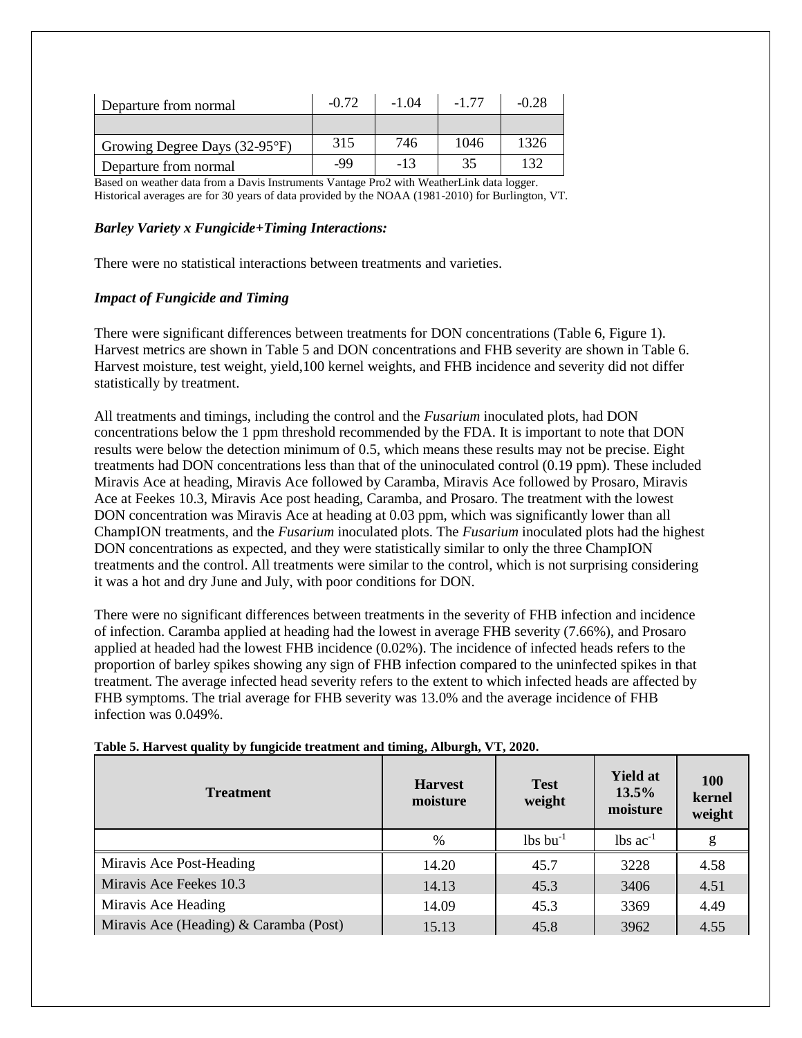| Departure from normal | -0.72 | -1.04 | -1.77 | -0.28 |
|---|---|---|---|---|
| | | | | |
| Growing Degree Days (32-95°F) | 315 | 746 | 1046 | 1326 |
| Departure from normal | -99 | -13 | 35 | 132 |

Based on weather data from a Davis Instruments Vantage Pro2 with WeatherLink data logger.
Historical averages are for 30 years of data provided by the NOAA (1981-2010) for Burlington, VT.

### *Barley Variety x Fungicide+Timing Interactions:*

There were no statistical interactions between treatments and varieties.

### *Impact of Fungicide and Timing*

There were significant differences between treatments for DON concentrations (Table 6, Figure 1). Harvest metrics are shown in Table 5 and DON concentrations and FHB severity are shown in Table 6. Harvest moisture, test weight, yield,100 kernel weights, and FHB incidence and severity did not differ statistically by treatment.

All treatments and timings, including the control and the *Fusarium* inoculated plots, had DON concentrations below the 1 ppm threshold recommended by the FDA. It is important to note that DON results were below the detection minimum of 0.5, which means these results may not be precise. Eight treatments had DON concentrations less than that of the uninoculated control (0.19 ppm). These included Miravis Ace at heading, Miravis Ace followed by Caramba, Miravis Ace followed by Prosaro, Miravis Ace at Feekes 10.3, Miravis Ace post heading, Caramba, and Prosaro. The treatment with the lowest DON concentration was Miravis Ace at heading at 0.03 ppm, which was significantly lower than all ChampION treatments, and the *Fusarium* inoculated plots. The *Fusarium* inoculated plots had the highest DON concentrations as expected, and they were statistically similar to only the three ChampION treatments and the control. All treatments were similar to the control, which is not surprising considering it was a hot and dry June and July, with poor conditions for DON.

There were no significant differences between treatments in the severity of FHB infection and incidence of infection. Caramba applied at heading had the lowest in average FHB severity (7.66%), and Prosaro applied at headed had the lowest FHB incidence (0.02%). The incidence of infected heads refers to the proportion of barley spikes showing any sign of FHB infection compared to the uninfected spikes in that treatment. The average infected head severity refers to the extent to which infected heads are affected by FHB symptoms. The trial average for FHB severity was 13.0% and the average incidence of FHB infection was 0.049%.

**Table 5. Harvest quality by fungicide treatment and timing, Alburgh, VT, 2020.**

| Treatment | Harvest moisture | Test weight | Yield at 13.5% moisture | 100 kernel weight |
|---|---|---|---|---|
| | % | lbs bu$^{-1}$ | lbs ac$^{-1}$ | g |
| Miravis Ace Post-Heading | 14.20 | 45.7 | 3228 | 4.58 |
| Miravis Ace Feekes 10.3 | 14.13 | 45.3 | 3406 | 4.51 |
| Miravis Ace Heading | 14.09 | 45.3 | 3369 | 4.49 |
| Miravis Ace (Heading) & Caramba (Post) | 15.13 | 45.8 | 3962 | 4.55 |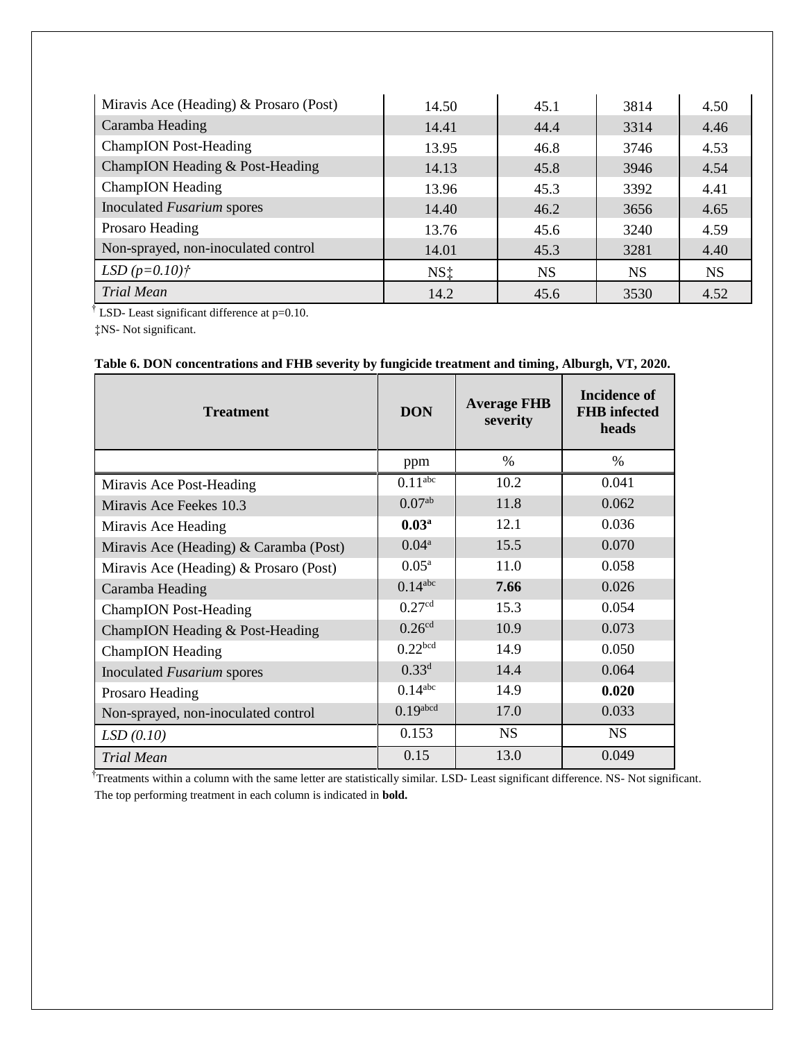| | | | | |
|---|---|---|---|---|
| Miravis Ace (Heading) & Prosaro (Post) | 14.50 | 45.1 | 3814 | 4.50 |
| Caramba Heading | 14.41 | 44.4 | 3314 | 4.46 |
| ChampION Post-Heading | 13.95 | 46.8 | 3746 | 4.53 |
| ChampION Heading & Post-Heading | 14.13 | 45.8 | 3946 | 4.54 |
| ChampION Heading | 13.96 | 45.3 | 3392 | 4.41 |
| Inoculated *Fusarium* spores | 14.40 | 46.2 | 3656 | 4.65 |
| Prosaro Heading | 13.76 | 45.6 | 3240 | 4.59 |
| Non-sprayed, non-inoculated control | 14.01 | 45.3 | 3281 | 4.40 |
| *LSD (p=0.10)†* | NS‡ | NS | NS | NS |
| *Trial Mean* | 14.2 | 45.6 | 3530 | 4.52 |

† LSD- Least significant difference at p=0.10.

‡NS- Not significant.

**Table 6. DON concentrations and FHB severity by fungicide treatment and timing, Alburgh, VT, 2020.**

| Treatment | DON | Average FHB severity | Incidence of FHB infected heads |
|---|---|---|---|
| | ppm | % | % |
| Miravis Ace Post-Heading | 0.11[abc] | 10.2 | 0.041 |
| Miravis Ace Feekes 10.3 | 0.07[ab] | 11.8 | 0.062 |
| Miravis Ace Heading | **0.03[a]** | 12.1 | 0.036 |
| Miravis Ace (Heading) & Caramba (Post) | 0.04[a] | 15.5 | 0.070 |
| Miravis Ace (Heading) & Prosaro (Post) | 0.05[a] | 11.0 | 0.058 |
| Caramba Heading | 0.14[abc] | **7.66** | 0.026 |
| ChampION Post-Heading | 0.27[cd] | 15.3 | 0.054 |
| ChampION Heading & Post-Heading | 0.26[cd] | 10.9 | 0.073 |
| ChampION Heading | 0.22[bcd] | 14.9 | 0.050 |
| Inoculated *Fusarium* spores | 0.33[d] | 14.4 | 0.064 |
| Prosaro Heading | 0.14[abc] | 14.9 | **0.020** |
| Non-sprayed, non-inoculated control | 0.19[abcd] | 17.0 | 0.033 |
| *LSD (0.10)* | 0.153 | NS | NS |
| *Trial Mean* | 0.15 | 13.0 | 0.049 |

†Treatments within a column with the same letter are statistically similar. LSD- Least significant difference. NS- Not significant. The top performing treatment in each column is indicated in **bold.**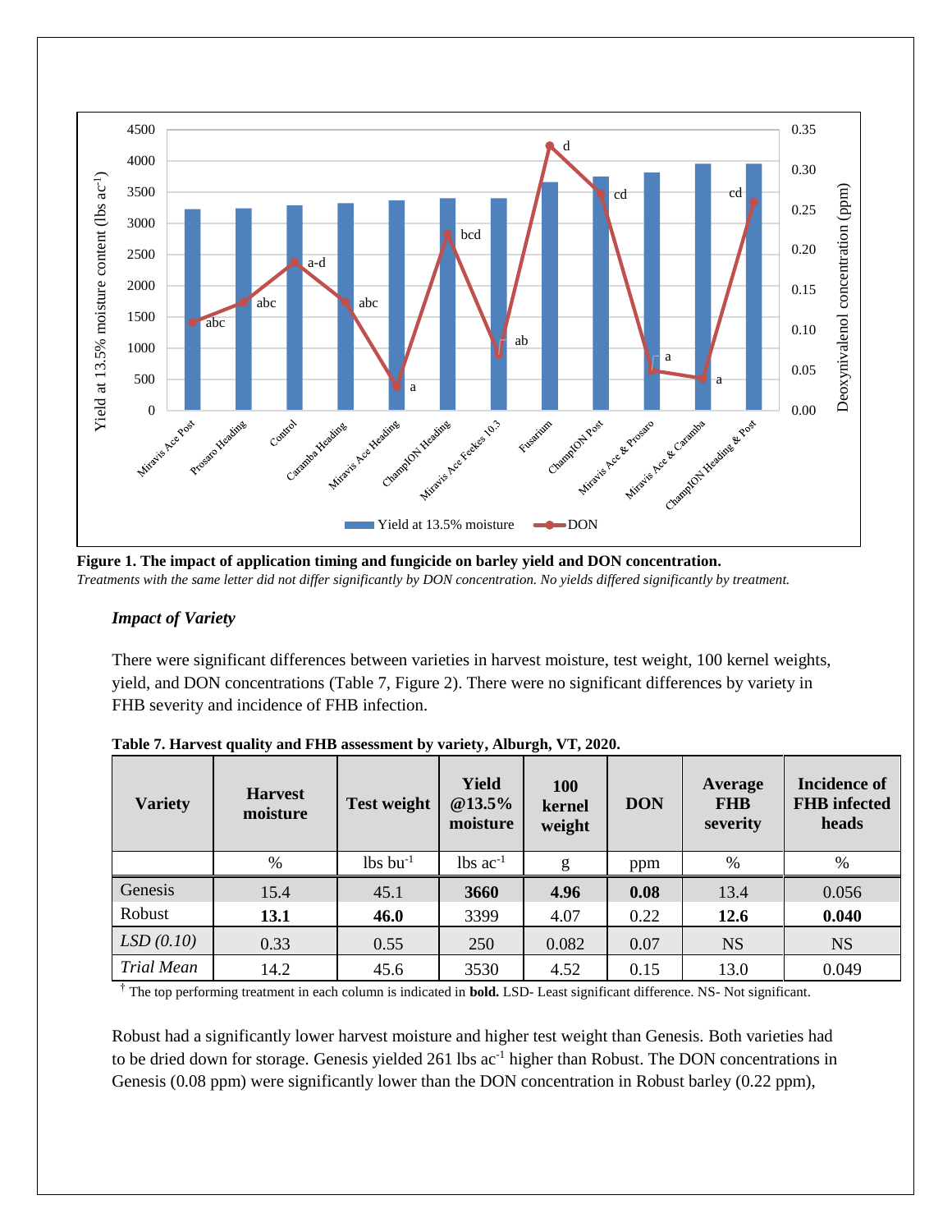**Figure 1. The impact of application timing and fungicide on barley yield and DON concentration.**
*Treatments with the same letter did not differ significantly by DON concentration. No yields differed significantly by treatment.*

### *Impact of Variety*

There were significant differences between varieties in harvest moisture, test weight, 100 kernel weights, yield, and DON concentrations (Table 7, Figure 2). There were no significant differences by variety in FHB severity and incidence of FHB infection.

**Table 7. Harvest quality and FHB assessment by variety, Alburgh, VT, 2020.**

| Variety | Harvest moisture | Test weight | Yield @13.5% moisture | 100 kernel weight | DON | Average FHB severity | Incidence of FHB infected heads |
|---|---|---|---|---|---|---|---|
| | % | lbs bu$^{-1}$ | lbs ac$^{-1}$ | g | ppm | % | % |
| Genesis | 15.4 | 45.1 | **3660** | **4.96** | **0.08** | 13.4 | 0.056 |
| Robust | **13.1** | **46.0** | 3399 | 4.07 | 0.22 | **12.6** | **0.040** |
| *LSD (0.10)* | 0.33 | 0.55 | 250 | 0.082 | 0.07 | NS | NS |
| *Trial Mean* | 14.2 | 45.6 | 3530 | 4.52 | 0.15 | 13.0 | 0.049 |

† The top performing treatment in each column is indicated in **bold.** LSD- Least significant difference. NS- Not significant.

Robust had a significantly lower harvest moisture and higher test weight than Genesis. Both varieties had to be dried down for storage. Genesis yielded 261 lbs ac$^{-1}$ higher than Robust. The DON concentrations in Genesis (0.08 ppm) were significantly lower than the DON concentration in Robust barley (0.22 ppm),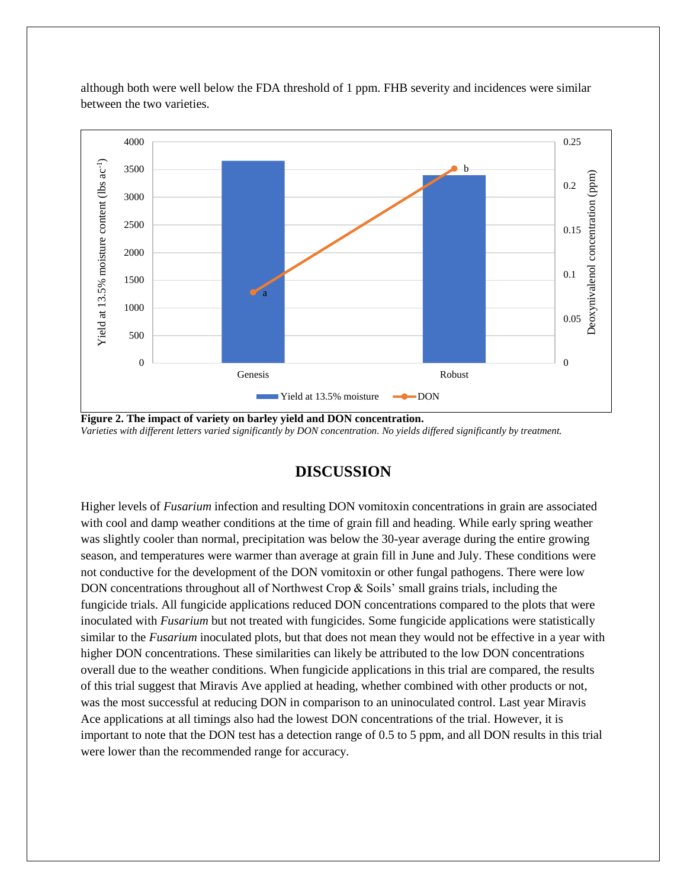although both were well below the FDA threshold of 1 ppm. FHB severity and incidences were similar between the two varieties.

**Figure 2. The impact of variety on barley yield and DON concentration.**
*Varieties with different letters varied significantly by DON concentration. No yields differed significantly by treatment.*

## DISCUSSION

Higher levels of *Fusarium* infection and resulting DON vomitoxin concentrations in grain are associated with cool and damp weather conditions at the time of grain fill and heading. While early spring weather was slightly cooler than normal, precipitation was below the 30-year average during the entire growing season, and temperatures were warmer than average at grain fill in June and July. These conditions were not conductive for the development of the DON vomitoxin or other fungal pathogens. There were low DON concentrations throughout all of Northwest Crop & Soils' small grains trials, including the fungicide trials. All fungicide applications reduced DON concentrations compared to the plots that were inoculated with *Fusarium* but not treated with fungicides. Some fungicide applications were statistically similar to the *Fusarium* inoculated plots, but that does not mean they would not be effective in a year with higher DON concentrations. These similarities can likely be attributed to the low DON concentrations overall due to the weather conditions. When fungicide applications in this trial are compared, the results of this trial suggest that Miravis Ave applied at heading, whether combined with other products or not, was the most successful at reducing DON in comparison to an uninoculated control. Last year Miravis Ace applications at all timings also had the lowest DON concentrations of the trial. However, it is important to note that the DON test has a detection range of 0.5 to 5 ppm, and all DON results in this trial were lower than the recommended range for accuracy.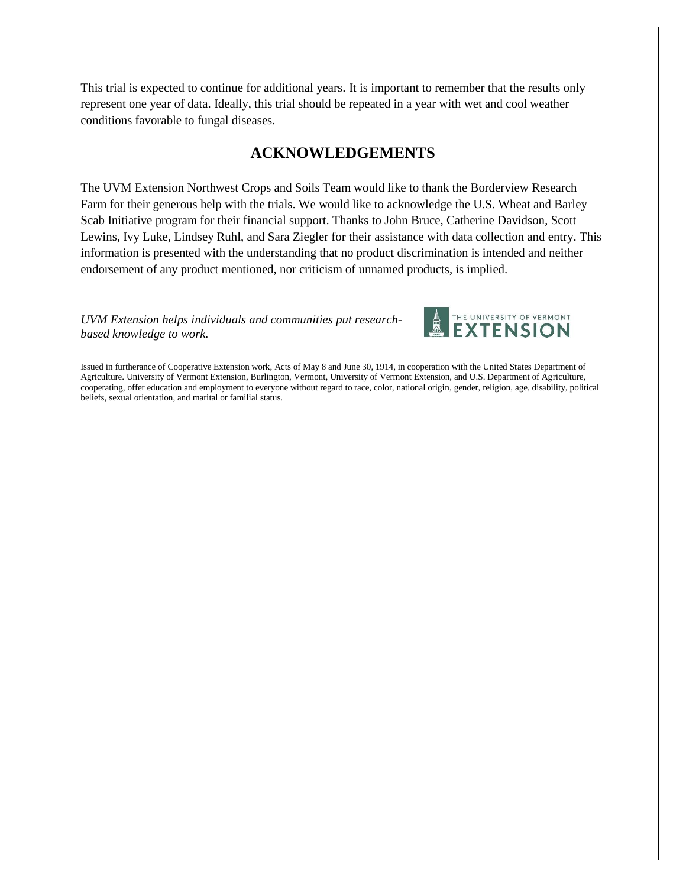This trial is expected to continue for additional years. It is important to remember that the results only represent one year of data. Ideally, this trial should be repeated in a year with wet and cool weather conditions favorable to fungal diseases.

## ACKNOWLEDGEMENTS

The UVM Extension Northwest Crops and Soils Team would like to thank the Borderview Research Farm for their generous help with the trials. We would like to acknowledge the U.S. Wheat and Barley Scab Initiative program for their financial support. Thanks to John Bruce, Catherine Davidson, Scott Lewins, Ivy Luke, Lindsey Ruhl, and Sara Ziegler for their assistance with data collection and entry. This information is presented with the understanding that no product discrimination is intended and neither endorsement of any product mentioned, nor criticism of unnamed products, is implied.

*UVM Extension helps individuals and communities put research-based knowledge to work.*

THE UNIVERSITY OF VERMONT EXTENSION

Issued in furtherance of Cooperative Extension work, Acts of May 8 and June 30, 1914, in cooperation with the United States Department of Agriculture. University of Vermont Extension, Burlington, Vermont, University of Vermont Extension, and U.S. Department of Agriculture, cooperating, offer education and employment to everyone without regard to race, color, national origin, gender, religion, age, disability, political beliefs, sexual orientation, and marital or familial status.